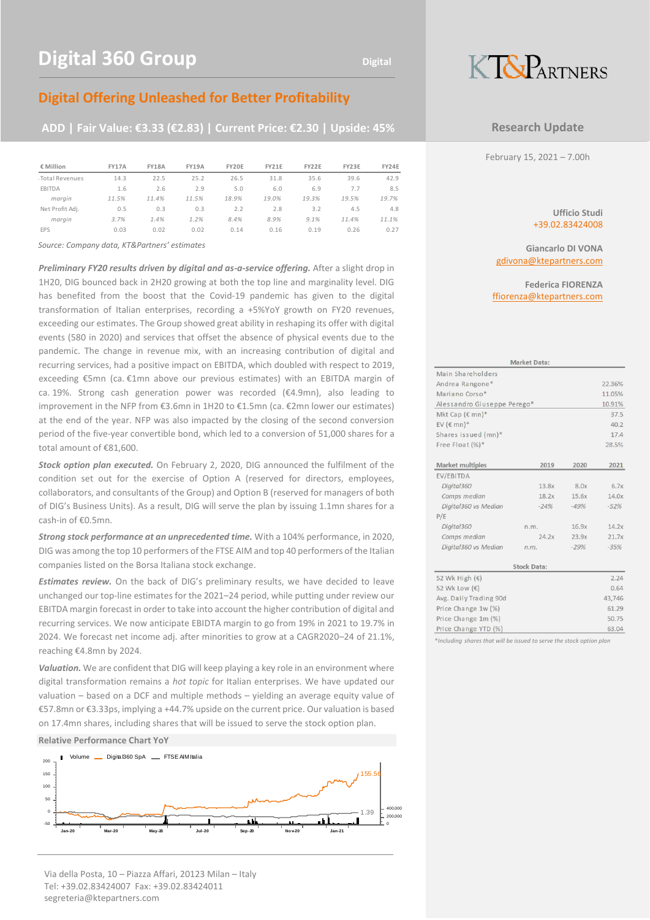# Digital 360 Group

Digital

KT&PARTNERS

## Digital Offering Unleashed for Better Profitability

**ADD | Fair Value: €3.33 (€2.83) | Current Price: €2.30 | Upside: 45%**

**Research Update**

February 15, 2021 – 7.00h

| € Million | FY17A | FY18A | FY19A | FY20E | FY21E | FY22E | FY23E | FY24E |
|---|---|---|---|---|---|---|---|---|
| Total Revenues | 14.3 | 22.5 | 25.2 | 26.5 | 31.8 | 35.6 | 39.6 | 42.9 |
| EBITDA | 1.6 | 2.6 | 2.9 | 5.0 | 6.0 | 6.9 | 7.7 | 8.5 |
| *margin* | *11.5%* | *11.4%* | *11.5%* | *18.9%* | *19.0%* | *19.3%* | *19.5%* | *19.7%* |
| Net Profit Adj. | 0.5 | 0.3 | 0.3 | 2.2 | 2.8 | 3.2 | 4.5 | 4.8 |
| *margin* | *3.7%* | *1.4%* | *1.2%* | *8.4%* | *8.9%* | *9.1%* | *11.4%* | *11.1%* |
| EPS | 0.03 | 0.02 | 0.02 | 0.14 | 0.16 | 0.19 | 0.26 | 0.27 |

*Source: Company data, KT&Partners' estimates*

***Preliminary FY20 results driven by digital and as-a-service offering.*** After a slight drop in 1H20, DIG bounced back in 2H20 growing at both the top line and marginality level. DIG has benefited from the boost that the Covid-19 pandemic has given to the digital transformation of Italian enterprises, recording a +5%YoY growth on FY20 revenues, exceeding our estimates. The Group showed great ability in reshaping its offer with digital events (580 in 2020) and services that offset the absence of physical events due to the pandemic. The change in revenue mix, with an increasing contribution of digital and recurring services, had a positive impact on EBITDA, which doubled with respect to 2019, exceeding €5mn (ca. €1mn above our previous estimates) with an EBITDA margin of ca. 19%. Strong cash generation power was recorded (€4.9mn), also leading to improvement in the NFP from €3.6mn in 1H20 to €1.5mn (ca. €2mn lower our estimates) at the end of the year. NFP was also impacted by the closing of the second conversion period of the five-year convertible bond, which led to a conversion of 51,000 shares for a total amount of €81,600.

***Stock option plan executed.*** On February 2, 2020, DIG announced the fulfilment of the condition set out for the exercise of Option A (reserved for directors, employees, collaborators, and consultants of the Group) and Option B (reserved for managers of both of DIG's Business Units). As a result, DIG will serve the plan by issuing 1.1mn shares for a cash-in of €0.5mn.

***Strong stock performance at an unprecedented time.*** With a 104% performance, in 2020, DIG was among the top 10 performers of the FTSE AIM and top 40 performers of the Italian companies listed on the Borsa Italiana stock exchange.

***Estimates review.*** On the back of DIG's preliminary results, we have decided to leave unchanged our top-line estimates for the 2021–24 period, while putting under review our EBITDA margin forecast in order to take into account the higher contribution of digital and recurring services. We now anticipate EBITDA margin to go from 19% in 2021 to 19.7% in 2024. We forecast net income adj. after minorities to grow at a CAGR2020–24 of 21.1%, reaching €4.8mn by 2024.

***Valuation.*** We are confident that DIG will keep playing a key role in an environment where digital transformation remains a *hot topic* for Italian enterprises. We have updated our valuation – based on a DCF and multiple methods – yielding an average equity value of €57.8mn or €3.33ps, implying a +44.7% upside on the current price. Our valuation is based on 17.4mn shares, including shares that will be issued to serve the stock option plan.

**Relative Performance Chart YoY**

Volume — Digital360 SpA — FTSE AIM Italia

**Ufficio Studi**
+39.02.83424008

**Giancarlo DI VONA**
gdivona@ktepartners.com

**Federica FIORENZA**
ffiorenza@ktepartners.com

**Market Data:**

| Main Shareholders | |
|---|---|
| Andrea Rangone* | 22.36% |
| Mariano Corso* | 11.05% |
| Alessandro Giuseppe Perego* | 10.91% |
| Mkt Cap (€ mn)* | 37.5 |
| EV (€ mn)* | 40.2 |
| Shares issued (mn)* | 17.4 |
| Free Float (%)* | 28.5% |

| Market multiples | 2019 | 2020 | 2021 |
|---|---|---|---|
| EV/EBITDA | | | |
| *Digital360* | 13.8x | 8.0x | 6.7x |
| *Comps median* | 18.2x | 15.6x | 14.0x |
| *Digital360 vs Median* | -24% | -49% | -52% |
| P/E | | | |
| *Digital360* | n.m. | 16.9x | 14.2x |
| *Comps median* | 24.2x | 23.9x | 21.7x |
| *Digital360 vs Median* | n.m. | -29% | -35% |

**Stock Data:**

| | |
|---|---|
| 52 Wk High (€) | 2.24 |
| 52 Wk Low (€) | 0.64 |
| Avg. Daily Trading 90d | 43,746 |
| Price Change 1w (%) | 61.29 |
| Price Change 1m (%) | 50.75 |
| Price Change YTD (%) | 63.04 |

*\*Including shares that will be issued to serve the stock option plan*

Via della Posta, 10 – Piazza Affari, 20123 Milan – Italy
Tel: +39.02.83424007 Fax: +39.02.83424011
segreteria@ktepartners.com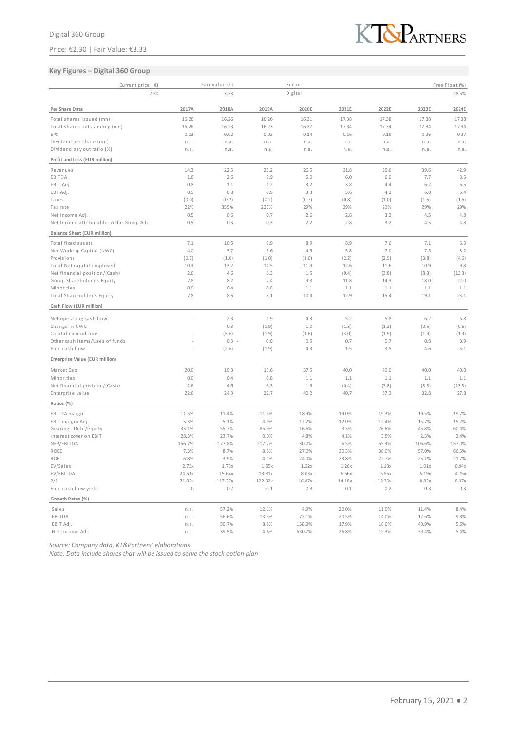## Key Figures – Digital 360 Group

| Current price (€) | Fair Value (€) | Sector | Free Float (%) |
|---|---|---|---|
| 2.30 | 3.33 | Digital | 28.5% |

| Per Share Data | 2017A | 2018A | 2019A | 2020E | 2021E | 2022E | 2023E | 2024E |
|---|---|---|---|---|---|---|---|---|
| Total shares issued (mn) | 16.26 | 16.26 | 16.26 | 16.31 | 17.38 | 17.38 | 17.38 | 17.38 |
| Total shares outstanding (mn) | 16.26 | 16.23 | 16.23 | 16.27 | 17.34 | 17.34 | 17.34 | 17.34 |
| EPS | 0.03 | 0.02 | 0.02 | 0.14 | 0.16 | 0.19 | 0.26 | 0.27 |
| Dividend per share (ord) | n.a. | n.a. | n.a. | n.a. | n.a. | n.a. | n.a. | n.a. |
| Dividend pay out ratio (%) | n.a. | n.a. | n.a. | n.a. | n.a. | n.a. | n.a. | n.a. |
| **Profit and Loss (EUR million)** | | | | | | | | |
| Revenues | 14.3 | 22.5 | 25.2 | 26.5 | 31.8 | 35.6 | 39.6 | 42.9 |
| EBITDA | 1.6 | 2.6 | 2.9 | 5.0 | 6.0 | 6.9 | 7.7 | 8.5 |
| EBIT Adj. | 0.8 | 1.1 | 1.2 | 3.2 | 3.8 | 4.4 | 6.2 | 6.5 |
| EBT Adj. | 0.5 | 0.8 | 0.9 | 3.3 | 3.6 | 4.2 | 6.0 | 6.4 |
| Taxes | (0.0) | (0.2) | (0.2) | (0.7) | (0.8) | (1.0) | (1.5) | (1.6) |
| Tax rate | 22% | 355% | 227% | 29% | 29% | 29% | 29% | 29% |
| Net Income Adj. | 0.5 | 0.6 | 0.7 | 2.6 | 2.8 | 3.2 | 4.5 | 4.8 |
| Net Income attributable to the Group Adj. | 0.5 | 0.3 | 0.3 | 2.2 | 2.8 | 3.2 | 4.5 | 4.8 |
| **Balance Sheet (EUR million)** | | | | | | | | |
| Total fixed assets | 7.1 | 10.5 | 9.9 | 8.9 | 8.9 | 7.6 | 7.1 | 6.3 |
| Net Working Capital (NWC) | 4.0 | 3.7 | 5.6 | 4.5 | 5.8 | 7.0 | 7.5 | 8.2 |
| Provisions | (0.7) | (1.0) | (1.0) | (1.6) | (2.2) | (2.9) | (3.8) | (4.6) |
| Total Net capital employed | 10.3 | 13.2 | 14.5 | 11.9 | 12.6 | 11.6 | 10.9 | 9.8 |
| Net financial position/(Cash) | 2.6 | 4.6 | 6.3 | 1.5 | (0.4) | (3.8) | (8.3) | (13.3) |
| Group Shareholder's Equity | 7.8 | 8.2 | 7.4 | 9.3 | 11.8 | 14.3 | 18.0 | 22.0 |
| Minorities | 0.0 | 0.4 | 0.8 | 1.1 | 1.1 | 1.1 | 1.1 | 1.1 |
| Total Shareholder's Equity | 7.8 | 8.6 | 8.1 | 10.4 | 12.9 | 15.4 | 19.1 | 23.1 |
| **Cash Flow (EUR million)** | | | | | | | | |
| Net operating cash flow | - | 2.3 | 1.9 | 4.3 | 5.2 | 5.8 | 6.2 | 6.8 |
| Change in NWC | - | 0.3 | (1.9) | 1.0 | (1.3) | (1.2) | (0.5) | (0.6) |
| Capital expenditure | - | (5.6) | (1.9) | (1.6) | (3.0) | (1.9) | (1.9) | (1.9) |
| Other cash items/Uses of funds | - | 0.3 - | 0.0 | 0.5 | 0.7 | 0.7 | 0.8 | 0.9 |
| Free cash flow | - | (2.6) | (1.9) | 4.3 | 1.5 | 3.5 | 4.6 | 5.1 |
| **Enterprise Value (EUR million)** | | | | | | | | |
| Market Cap | 20.0 | 19.3 | 15.6 | 37.5 | 40.0 | 40.0 | 40.0 | 40.0 |
| Minorities | 0.0 | 0.4 | 0.8 | 1.1 | 1.1 | 1.1 | 1.1 | 1.1 |
| Net financial position/(Cash) | 2.6 | 4.6 | 6.3 | 1.5 | (0.4) | (3.8) | (8.3) | (13.3) |
| Enterprise value | 22.6 | 24.3 | 22.7 | 40.2 | 40.7 | 37.3 | 32.8 | 27.8 |
| **Ratios (%)** | | | | | | | | |
| EBITDA margin | 11.5% | 11.4% | 11.5% | 18.9% | 19.0% | 19.3% | 19.5% | 19.7% |
| EBIT margin Adj. | 5.3% | 5.1% | 4.9% | 12.2% | 12.0% | 12.4% | 15.7% | 15.2% |
| Gearing - Debt/equity | 33.1% | 55.7% | 85.9% | 16.6% | -3.3% | -26.6% | -45.8% | -60.4% |
| Interest cover on EBIT | 28.3% | 23.7% | 0.0% | 4.8% | 4.1% | 3.5% | 2.5% | 2.4% |
| NFP/EBITDA | 156.7% | 177.8% | 217.7% | 30.7% | -6.5% | -55.3% | -106.6% | -157.0% |
| ROCE | 7.3% | 8.7% | 8.6% | 27.0% | 30.3% | 38.0% | 57.0% | 66.5% |
| ROE | 6.8% | 3.9% | 4.1% | 24.0% | 23.8% | 22.7% | 25.1% | 21.7% |
| EV/Sales | 2.73x | 1.73x | 1.55x | 1.52x | 1.26x | 1.13x | 1.01x | 0.94x |
| EV/EBITDA | 24.51x | 15.64x | 13.81x | 8.03x | 6.66x | 5.85x | 5.19x | 4.75x |
| P/E | 71.02x | 117.27x | 122.92x | 16.87x | 14.18x | 12.30x | 8.82x | 8.37x |
| Free cash flow yield | 0 | -0.2 | -0.1 | 0.3 | 0.1 | 0.2 | 0.3 | 0.3 |
| **Growth Rates (%)** | | | | | | | | |
| Sales | n.a. | 57.2% | 12.1% | 4.9% | 20.0% | 11.9% | 11.4% | 8.4% |
| EBITDA | n.a. | 56.6% | 13.3% | 72.1% | 20.5% | 14.0% | 12.6% | 9.3% |
| EBIT Adj. | n.a. | 50.7% | 8.8% | 158.9% | 17.9% | 16.0% | 40.9% | 5.6% |
| Net Income Adj. | n.a. | -39.5% | -4.6% | 630.7% | 26.8% | 15.3% | 39.4% | 5.4% |

*Source: Company data, KT&Partners' elaborations*
*Note: Data include shares that will be issued to serve the stock option plan*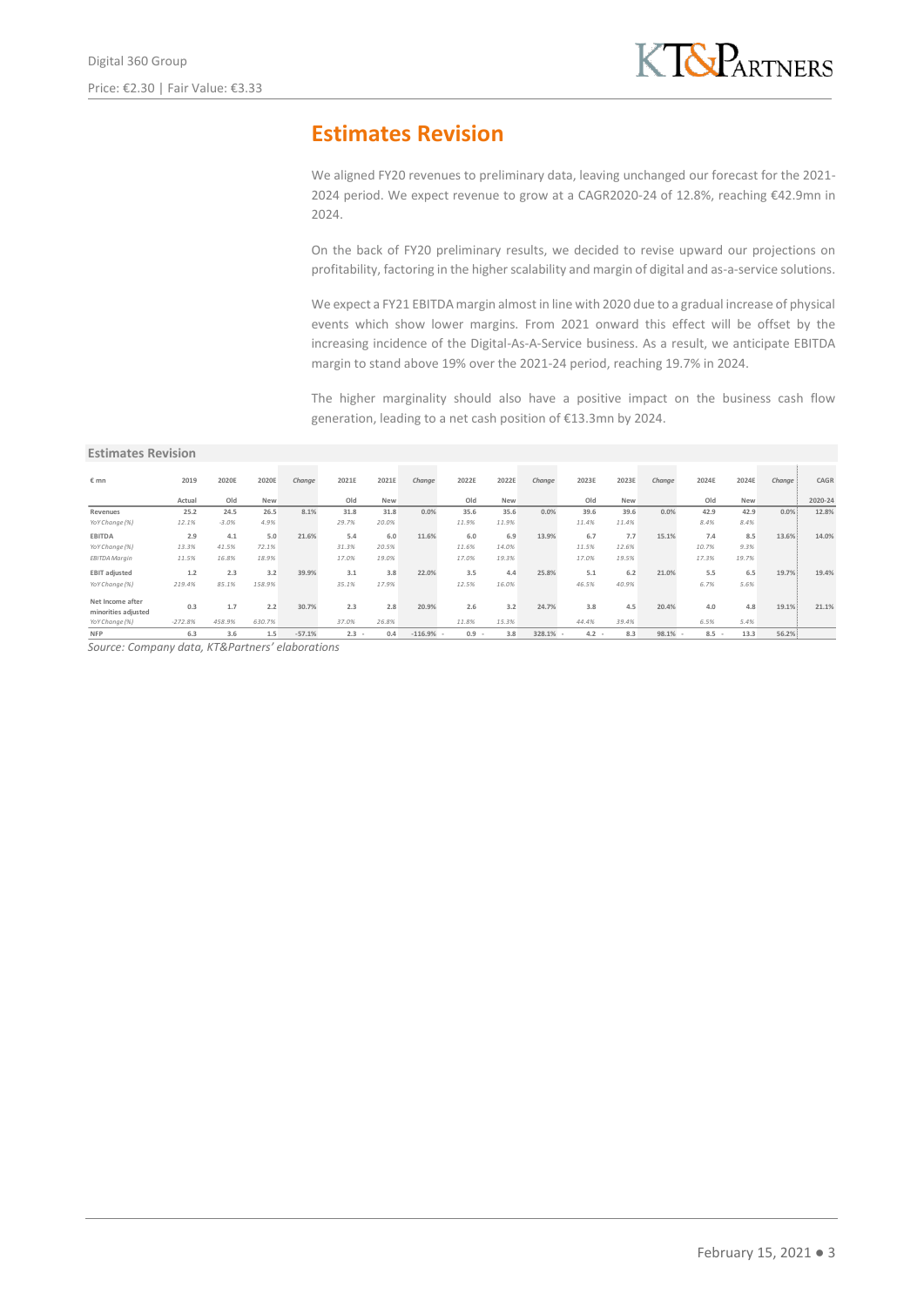## Estimates Revision

We aligned FY20 revenues to preliminary data, leaving unchanged our forecast for the 2021-2024 period. We expect revenue to grow at a CAGR2020-24 of 12.8%, reaching €42.9mn in 2024.

On the back of FY20 preliminary results, we decided to revise upward our projections on profitability, factoring in the higher scalability and margin of digital and as-a-service solutions.

We expect a FY21 EBITDA margin almost in line with 2020 due to a gradual increase of physical events which show lower margins. From 2021 onward this effect will be offset by the increasing incidence of the Digital-As-A-Service business. As a result, we anticipate EBITDA margin to stand above 19% over the 2021-24 period, reaching 19.7% in 2024.

The higher marginality should also have a positive impact on the business cash flow generation, leading to a net cash position of €13.3mn by 2024.

**Estimates Revision**

| € mn | 2019 | 2020E | 2020E | Change | 2021E | 2021E | Change | 2022E | 2022E | Change | 2023E | 2023E | Change | 2024E | 2024E | Change | CAGR |
|---|---|---|---|---|---|---|---|---|---|---|---|---|---|---|---|---|---|
| | Actual | Old | New | | Old | New | | Old | New | | Old | New | | Old | New | | 2020-24 |
| Revenues | 25.2 | 24.5 | 26.5 | 8.1% | 31.8 | 31.8 | 0.0% | 35.6 | 35.6 | 0.0% | 39.6 | 39.6 | 0.0% | 42.9 | 42.9 | 0.0% | 12.8% |
| *YoY Change (%)* | *12.1%* | *-3.0%* | *4.9%* | | *29.7%* | *20.0%* | | *11.9%* | *11.9%* | | *11.4%* | *11.4%* | | *8.4%* | *8.4%* | | |
| EBITDA | 2.9 | 4.1 | 5.0 | 21.6% | 5.4 | 6.0 | 11.6% | 6.0 | 6.9 | 13.9% | 6.7 | 7.7 | 15.1% | 7.4 | 8.5 | 13.6% | 14.0% |
| *YoY Change (%)* | *13.3%* | *41.5%* | *72.1%* | | *31.3%* | *20.5%* | | *11.6%* | *14.0%* | | *11.5%* | *12.6%* | | *10.7%* | *9.3%* | | |
| *EBITDA Margin* | *11.5%* | *16.8%* | *18.9%* | | *17.0%* | *19.0%* | | *17.0%* | *19.3%* | | *17.0%* | *19.5%* | | *17.3%* | *19.7%* | | |
| EBIT adjusted | 1.2 | 2.3 | 3.2 | 39.9% | 3.1 | 3.8 | 22.0% | 3.5 | 4.4 | 25.8% | 5.1 | 6.2 | 21.0% | 5.5 | 6.5 | 19.7% | 19.4% |
| *YoY Change (%)* | *219.4%* | *85.1%* | *158.9%* | | *35.1%* | *17.9%* | | *12.5%* | *16.0%* | | *46.5%* | *40.9%* | | *6.7%* | *5.6%* | | |
| Net Income after minorities adjusted | 0.3 | 1.7 | 2.2 | 30.7% | 2.3 | 2.8 | 20.9% | 2.6 | 3.2 | 24.7% | 3.8 | 4.5 | 20.4% | 4.0 | 4.8 | 19.1% | 21.1% |
| *YoY Change (%)* | *-272.8%* | *458.9%* | *630.7%* | | *37.0%* | *26.8%* | | *11.8%* | *15.3%* | | *44.4%* | *39.4%* | | *6.5%* | *5.4%* | | |
| NFP | 6.3 | 3.6 | 1.5 | -57.1% | 2.3 - | 0.4 | -116.9% - | 0.9 - | 3.8 | 328.1% - | 4.2 - | 8.3 | 98.1% - | 8.5 - | 13.3 | 56.2% | |

*Source: Company data, KT&Partners' elaborations*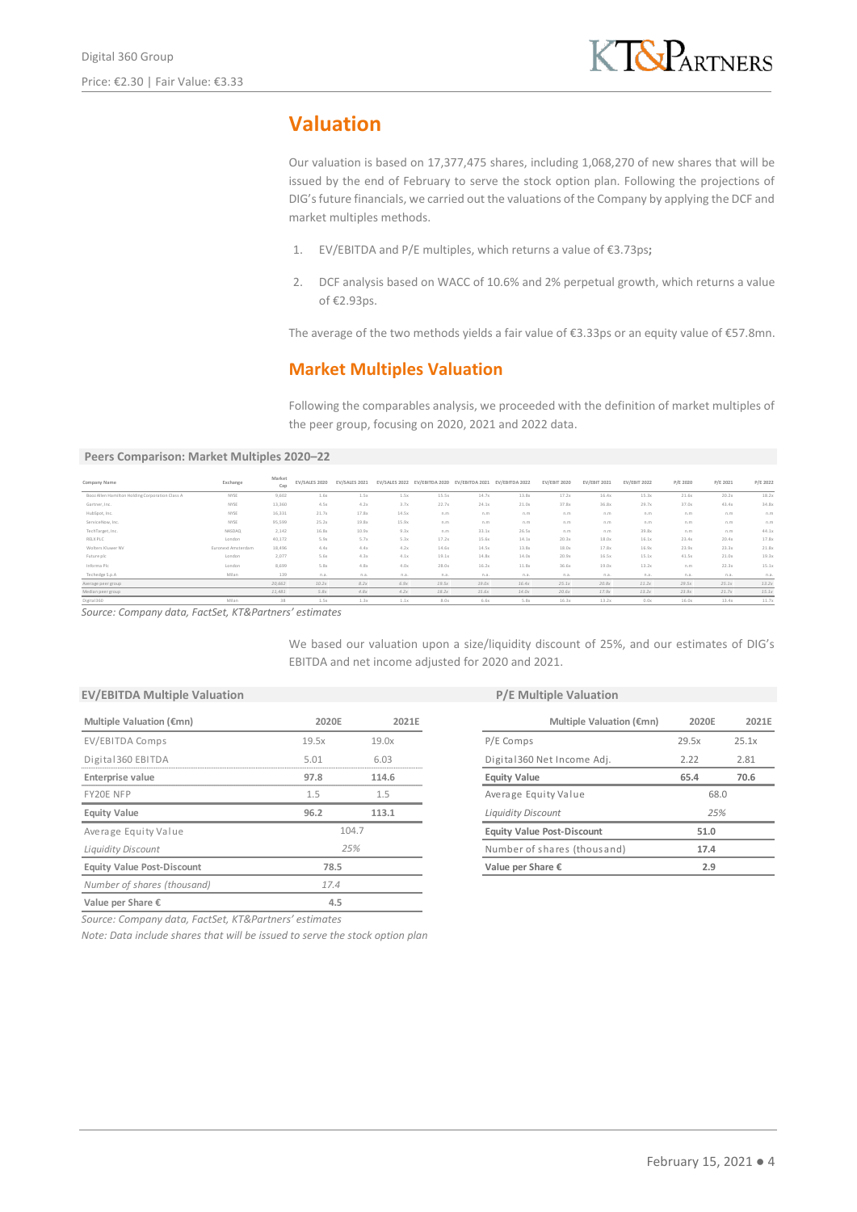# Valuation

Our valuation is based on 17,377,475 shares, including 1,068,270 of new shares that will be issued by the end of February to serve the stock option plan. Following the projections of DIG's future financials, we carried out the valuations of the Company by applying the DCF and market multiples methods.

1. EV/EBITDA and P/E multiples, which returns a value of €3.73ps;
2. DCF analysis based on WACC of 10.6% and 2% perpetual growth, which returns a value of €2.93ps.

The average of the two methods yields a fair value of €3.33ps or an equity value of €57.8mn.

## Market Multiples Valuation

Following the comparables analysis, we proceeded with the definition of market multiples of the peer group, focusing on 2020, 2021 and 2022 data.

**Peers Comparison: Market Multiples 2020–22**

| Company Name | Exchange | Market Cap | EV/SALES 2020 | EV/SALES 2021 | EV/SALES 2022 | EV/EBITDA 2020 | EV/EBITDA 2021 | EV/EBITDA 2022 | EV/EBIT 2020 | EV/EBIT 2021 | EV/EBIT 2022 | P/E 2020 | P/E 2021 | P/E 2022 |
|---|---|---|---|---|---|---|---|---|---|---|---|---|---|---|
| Booz Allen Hamilton Holding Corporation Class A | NYSE | 9,602 | 1.6x | 1.5x | 1.5x | 15.5x | 14.7x | 13.8x | 17.2x | 16.4x | 15.3x | 21.6x | 20.2x | 18.2x |
| Gartner, Inc. | NYSE | 13,360 | 4.5x | 4.2x | 3.7x | 22.7x | 24.1x | 21.0x | 37.8x | 36.8x | 29.7x | 37.0x | 40.4x | 34.8x |
| HubSpot, Inc. | NYSE | 16,531 | 21.7x | 17.8x | 14.5x | n.m | n.m | n.m | n.m | n.m | n.m | n.m | n.m | n.m |
| ServiceNow, Inc. | NYSE | 95,599 | 25.2x | 19.8x | 15.9x | n.m | n.m | n.m | n.m | n.m | n.m | n.m | n.m | n.m |
| TechTarget, Inc. | NASDAQ | 2,142 | 16.8x | 10.9x | 9.2x | n.m | 31.1x | 26.5x | n.m | n.m | 38.8x | n.m | n.m | 44.1x |
| RELX PLC | London | 40,172 | 5.9x | 5.7x | 5.3x | 17.2x | 15.6x | 14.1x | 20.3x | 18.0x | 16.1x | 23.4x | 20.4x | 17.8x |
| Wolters Kluwer NV | Euronext Amsterdam | 18,496 | 4.4x | 4.4x | 4.2x | 14.6x | 14.3x | 13.8x | 18.0x | 17.8x | 16.9x | 23.9x | 23.3x | 21.8x |
| Future plc | London | 2,077 | 5.6x | 4.3x | 4.1x | 19.1x | 14.8x | 14.0x | 20.9x | 16.5x | 15.1x | 41.5x | 21.0x | 19.3x |
| Informa Plc | London | 8,699 | 5.8x | 4.8x | 4.0x | 28.0x | 16.2x | 11.8x | 36.6x | 19.0x | 13.2x | n.m | 32.3x | 15.1x |
| Techedge S.p.A | Milan | 139 | n.a. | n.a. | n.a. | n.a. | n.a. | n.a. | n.a. | n.a. | n.a. | n.a. | n.a. | n.a. |
| Average peer group | | 20,662 | 10.2x | 8.2x | 6.9x | 19.5x | 19.0x | 16.4x | 25.1x | 20.8x | 21.2x | 29.5x | 25.1x | 13.2x |
| Median peer group | | 13,481 | 5.8x | 4.8x | 4.2x | 18.2x | 15.6x | 14.0x | 20.6x | 17.9x | 15.2x | 23.9x | 21.7x | 13.1x |
| Digital360 | Milan | 38 | 1.5x | 1.3x | 1.1x | 8.0x | 6.6x | 5.8x | 16.3x | 13.2x | 0.0x | 16.0x | 13.4x | 11.7x |

Source: Company data, FactSet, KT&Partners' estimates

We based our valuation upon a size/liquidity discount of 25%, and our estimates of DIG's EBITDA and net income adjusted for 2020 and 2021.

**EV/EBITDA Multiple Valuation**

| Multiple Valuation (€mn) | 2020E | 2021E |
|---|---|---|
| EV/EBITDA Comps | 19.5x | 19.0x |
| Digital360 EBITDA | 5.01 | 6.03 |
| **Enterprise value** | **97.8** | **114.6** |
| FY20E NFP | 1.5 | 1.5 |
| **Equity Value** | **96.2** | **113.1** |
| Average Equity Value | 104.7 | |
| *Liquidity Discount* | *25%* | |
| **Equity Value Post-Discount** | **78.5** | |
| *Number of shares (thousand)* | *17.4* | |
| **Value per Share €** | **4.5** | |

**P/E Multiple Valuation**

| Multiple Valuation (€mn) | 2020E | 2021E |
|---|---|---|
| P/E Comps | 29.5x | 25.1x |
| Digital360 Net Income Adj. | 2.22 | 2.81 |
| **Equity Value** | **65.4** | **70.6** |
| Average Equity Value | 68.0 | |
| *Liquidity Discount* | *25%* | |
| **Equity Value Post-Discount** | **51.0** | |
| Number of shares (thousand) | 17.4 | |
| **Value per Share €** | **2.9** | |

Source: Company data, FactSet, KT&Partners' estimates

Note: Data include shares that will be issued to serve the stock option plan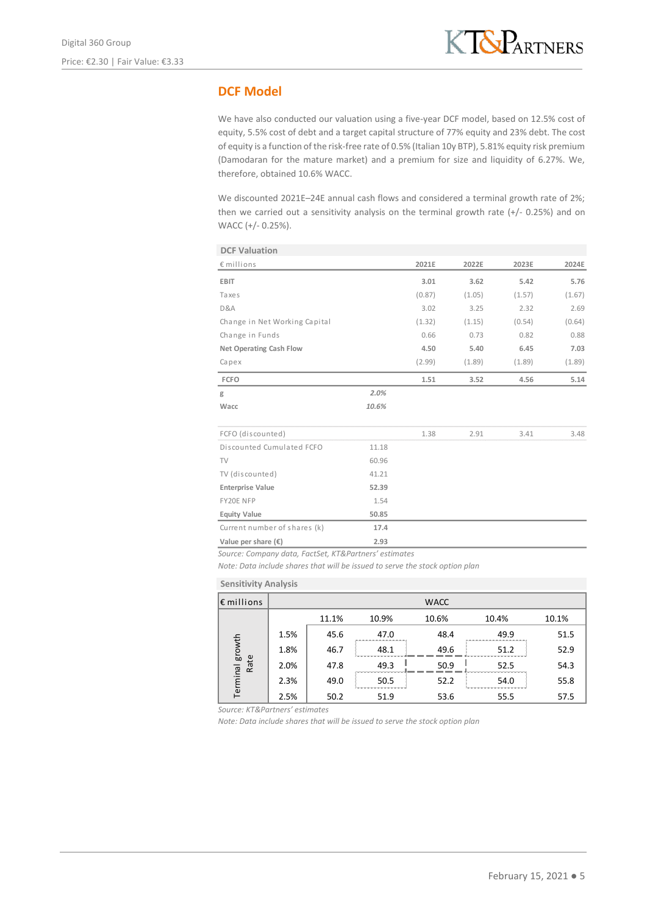## DCF Model

We have also conducted our valuation using a five-year DCF model, based on 12.5% cost of equity, 5.5% cost of debt and a target capital structure of 77% equity and 23% debt. The cost of equity is a function of the risk-free rate of 0.5% (Italian 10y BTP), 5.81% equity risk premium (Damodaran for the mature market) and a premium for size and liquidity of 6.27%. We, therefore, obtained 10.6% WACC.

We discounted 2021E–24E annual cash flows and considered a terminal growth rate of 2%; then we carried out a sensitivity analysis on the terminal growth rate (+/- 0.25%) and on WACC (+/- 0.25%).

**DCF Valuation**

| € millions | | 2021E | 2022E | 2023E | 2024E |
|---|---|---|---|---|---|
| **EBIT** | | **3.01** | **3.62** | **5.42** | **5.76** |
| Taxes | | (0.87) | (1.05) | (1.57) | (1.67) |
| D&A | | 3.02 | 3.25 | 2.32 | 2.69 |
| Change in Net Working Capital | | (1.32) | (1.15) | (0.54) | (0.64) |
| Change in Funds | | 0.66 | 0.73 | 0.82 | 0.88 |
| **Net Operating Cash Flow** | | **4.50** | **5.40** | **6.45** | **7.03** |
| Capex | | (2.99) | (1.89) | (1.89) | (1.89) |
| **FCFO** | | **1.51** | **3.52** | **4.56** | **5.14** |
| g | *2.0%* | | | | |
| **Wacc** | *10.6%* | | | | |
| FCFO (discounted) | | 1.38 | 2.91 | 3.41 | 3.48 |
| Discounted Cumulated FCFO | 11.18 | | | | |
| TV | 60.96 | | | | |
| TV (discounted) | 41.21 | | | | |
| **Enterprise Value** | **52.39** | | | | |
| FY20E NFP | 1.54 | | | | |
| **Equity Value** | **50.85** | | | | |
| Current number of shares (k) | **17.4** | | | | |
| **Value per share (€)** | **2.93** | | | | |

*Source: Company data, FactSet, KT&Partners' estimates*

*Note: Data include shares that will be issued to serve the stock option plan*

**Sensitivity Analysis**

| € millions | | WACC | | | | |
|---|---|---|---|---|---|---|
| | | 11.1% | 10.9% | 10.6% | 10.4% | 10.1% |
| Terminal growth Rate | 1.5% | 45.6 | 47.0 | 48.4 | 49.9 | 51.5 |
| | 1.8% | 46.7 | 48.1 | 49.6 | 51.2 | 52.9 |
| | 2.0% | 47.8 | 49.3 | 50.9 | 52.5 | 54.3 |
| | 2.3% | 49.0 | 50.5 | 52.2 | 54.0 | 55.8 |
| | 2.5% | 50.2 | 51.9 | 53.6 | 55.5 | 57.5 |

*Source: KT&Partners' estimates*

*Note: Data include shares that will be issued to serve the stock option plan*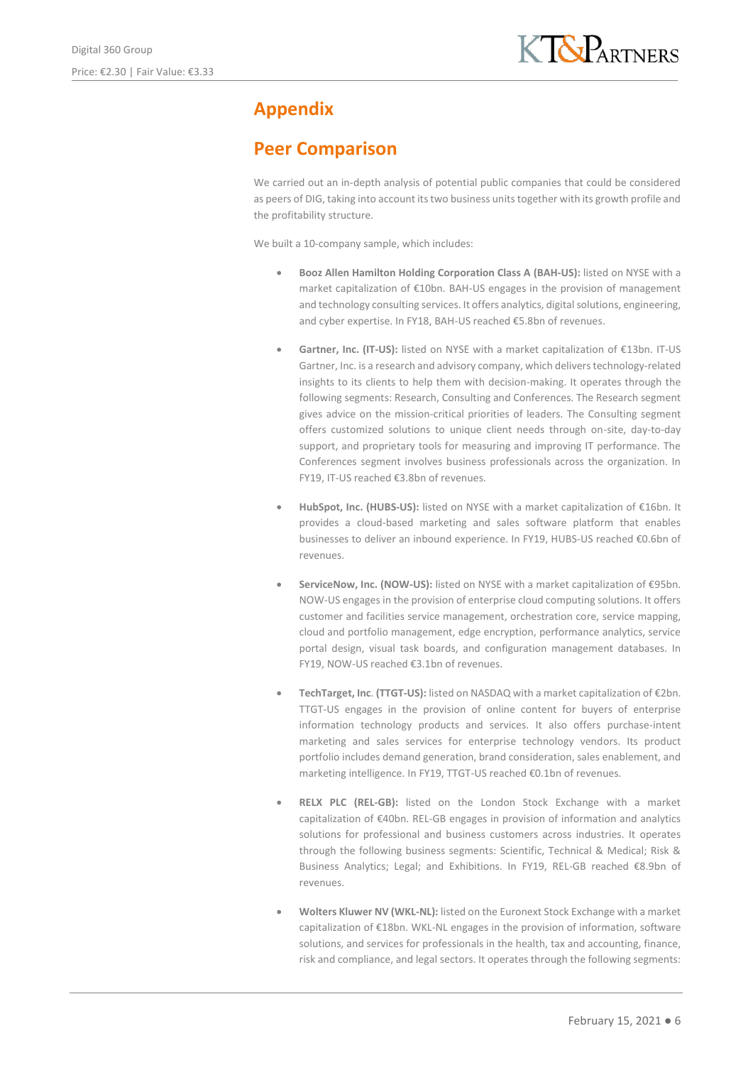# Appendix

## Peer Comparison

We carried out an in-depth analysis of potential public companies that could be considered as peers of DIG, taking into account its two business units together with its growth profile and the profitability structure.

We built a 10-company sample, which includes:

- **Booz Allen Hamilton Holding Corporation Class A (BAH-US):** listed on NYSE with a market capitalization of €10bn. BAH-US engages in the provision of management and technology consulting services. It offers analytics, digital solutions, engineering, and cyber expertise. In FY18, BAH-US reached €5.8bn of revenues.
- **Gartner, Inc. (IT-US):** listed on NYSE with a market capitalization of €13bn. IT-US Gartner, Inc. is a research and advisory company, which delivers technology-related insights to its clients to help them with decision-making. It operates through the following segments: Research, Consulting and Conferences. The Research segment gives advice on the mission-critical priorities of leaders. The Consulting segment offers customized solutions to unique client needs through on-site, day-to-day support, and proprietary tools for measuring and improving IT performance. The Conferences segment involves business professionals across the organization. In FY19, IT-US reached €3.8bn of revenues.
- **HubSpot, Inc. (HUBS-US):** listed on NYSE with a market capitalization of €16bn. It provides a cloud-based marketing and sales software platform that enables businesses to deliver an inbound experience. In FY19, HUBS-US reached €0.6bn of revenues.
- **ServiceNow, Inc. (NOW-US):** listed on NYSE with a market capitalization of €95bn. NOW-US engages in the provision of enterprise cloud computing solutions. It offers customer and facilities service management, orchestration core, service mapping, cloud and portfolio management, edge encryption, performance analytics, service portal design, visual task boards, and configuration management databases. In FY19, NOW-US reached €3.1bn of revenues.
- **TechTarget, Inc. (TTGT-US):** listed on NASDAQ with a market capitalization of €2bn. TTGT-US engages in the provision of online content for buyers of enterprise information technology products and services. It also offers purchase-intent marketing and sales services for enterprise technology vendors. Its product portfolio includes demand generation, brand consideration, sales enablement, and marketing intelligence. In FY19, TTGT-US reached €0.1bn of revenues.
- **RELX PLC (REL-GB):** listed on the London Stock Exchange with a market capitalization of €40bn. REL-GB engages in provision of information and analytics solutions for professional and business customers across industries. It operates through the following business segments: Scientific, Technical & Medical; Risk & Business Analytics; Legal; and Exhibitions. In FY19, REL-GB reached €8.9bn of revenues.
- **Wolters Kluwer NV (WKL-NL):** listed on the Euronext Stock Exchange with a market capitalization of €18bn. WKL-NL engages in the provision of information, software solutions, and services for professionals in the health, tax and accounting, finance, risk and compliance, and legal sectors. It operates through the following segments: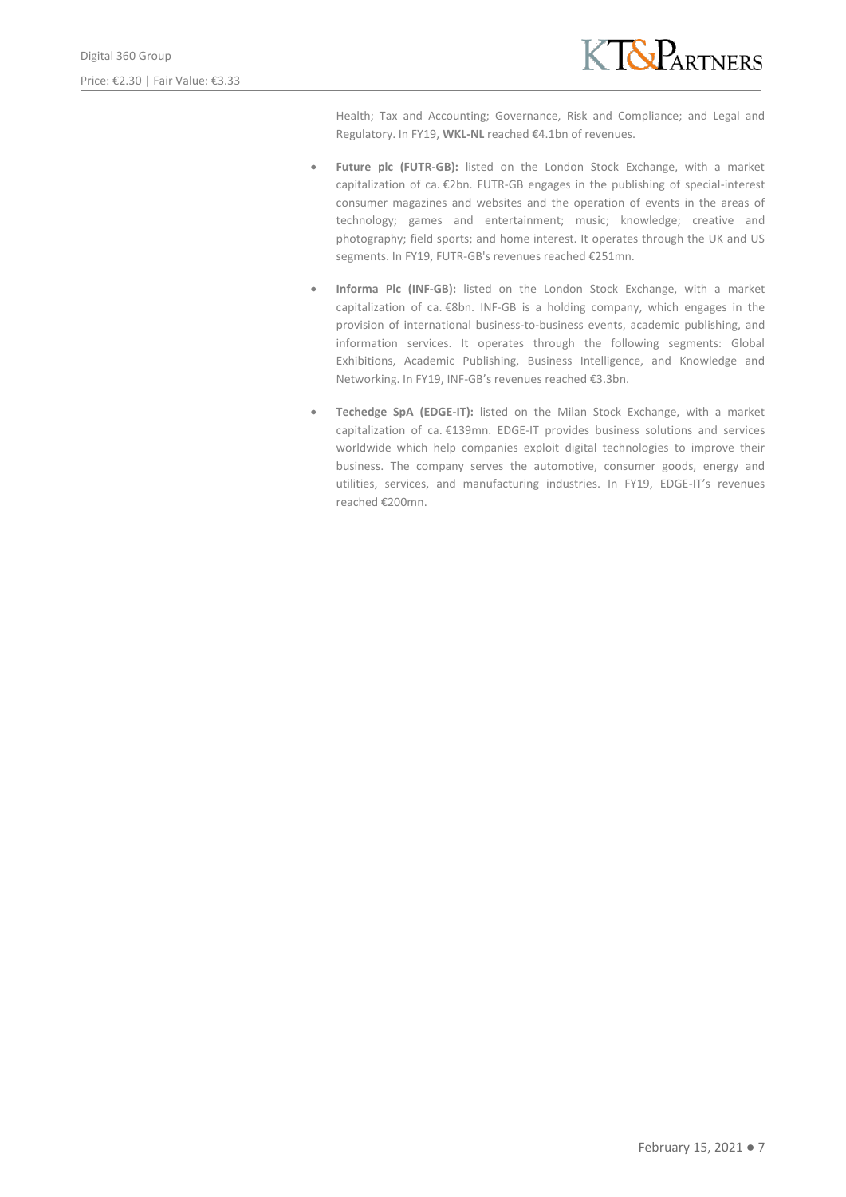Health; Tax and Accounting; Governance, Risk and Compliance; and Legal and Regulatory. In FY19, **WKL-NL** reached €4.1bn of revenues.

- **Future plc (FUTR-GB):** listed on the London Stock Exchange, with a market capitalization of ca. €2bn. FUTR-GB engages in the publishing of special-interest consumer magazines and websites and the operation of events in the areas of technology; games and entertainment; music; knowledge; creative and photography; field sports; and home interest. It operates through the UK and US segments. In FY19, FUTR-GB's revenues reached €251mn.

- **Informa Plc (INF-GB):** listed on the London Stock Exchange, with a market capitalization of ca. €8bn. INF-GB is a holding company, which engages in the provision of international business-to-business events, academic publishing, and information services. It operates through the following segments: Global Exhibitions, Academic Publishing, Business Intelligence, and Knowledge and Networking. In FY19, INF-GB's revenues reached €3.3bn.

- **Techedge SpA (EDGE-IT):** listed on the Milan Stock Exchange, with a market capitalization of ca. €139mn. EDGE-IT provides business solutions and services worldwide which help companies exploit digital technologies to improve their business. The company serves the automotive, consumer goods, energy and utilities, services, and manufacturing industries. In FY19, EDGE-IT's revenues reached €200mn.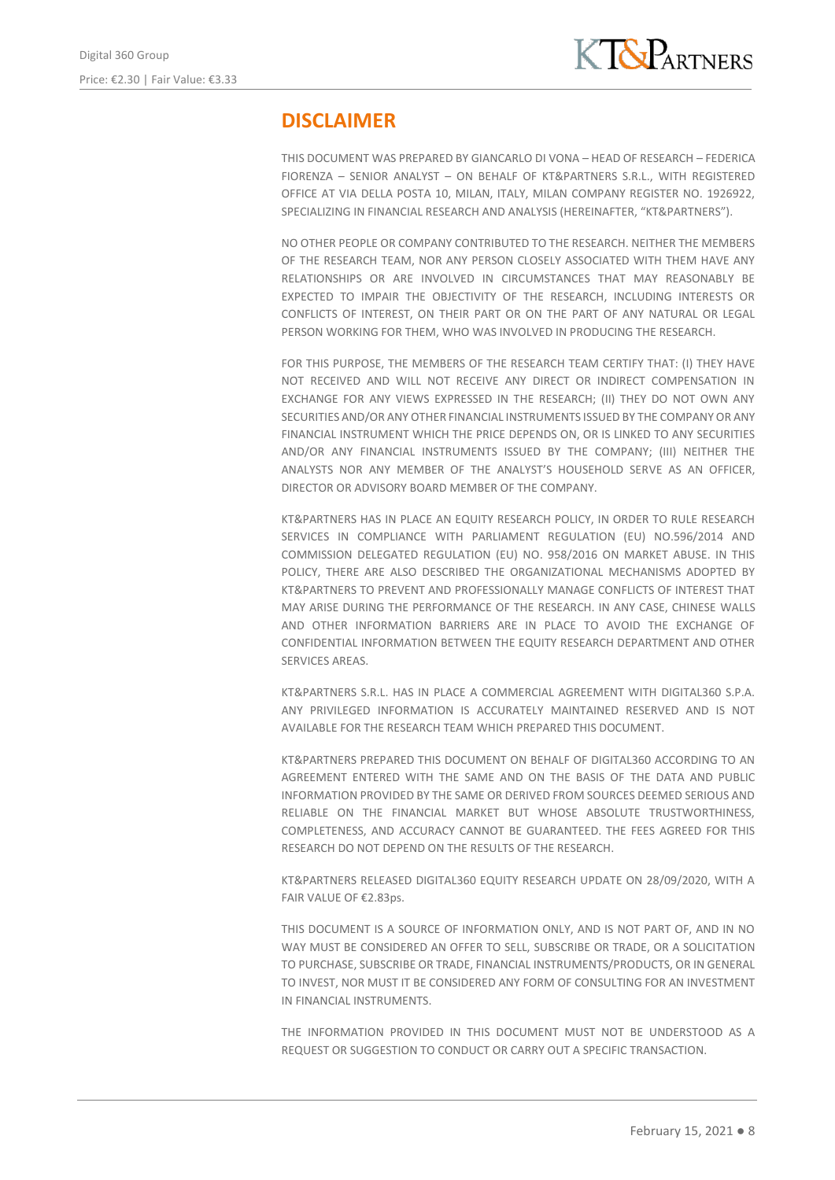# DISCLAIMER

THIS DOCUMENT WAS PREPARED BY GIANCARLO DI VONA – HEAD OF RESEARCH – FEDERICA FIORENZA – SENIOR ANALYST – ON BEHALF OF KT&PARTNERS S.R.L., WITH REGISTERED OFFICE AT VIA DELLA POSTA 10, MILAN, ITALY, MILAN COMPANY REGISTER NO. 1926922, SPECIALIZING IN FINANCIAL RESEARCH AND ANALYSIS (HEREINAFTER, "KT&PARTNERS").

NO OTHER PEOPLE OR COMPANY CONTRIBUTED TO THE RESEARCH. NEITHER THE MEMBERS OF THE RESEARCH TEAM, NOR ANY PERSON CLOSELY ASSOCIATED WITH THEM HAVE ANY RELATIONSHIPS OR ARE INVOLVED IN CIRCUMSTANCES THAT MAY REASONABLY BE EXPECTED TO IMPAIR THE OBJECTIVITY OF THE RESEARCH, INCLUDING INTERESTS OR CONFLICTS OF INTEREST, ON THEIR PART OR ON THE PART OF ANY NATURAL OR LEGAL PERSON WORKING FOR THEM, WHO WAS INVOLVED IN PRODUCING THE RESEARCH.

FOR THIS PURPOSE, THE MEMBERS OF THE RESEARCH TEAM CERTIFY THAT: (I) THEY HAVE NOT RECEIVED AND WILL NOT RECEIVE ANY DIRECT OR INDIRECT COMPENSATION IN EXCHANGE FOR ANY VIEWS EXPRESSED IN THE RESEARCH; (II) THEY DO NOT OWN ANY SECURITIES AND/OR ANY OTHER FINANCIAL INSTRUMENTS ISSUED BY THE COMPANY OR ANY FINANCIAL INSTRUMENT WHICH THE PRICE DEPENDS ON, OR IS LINKED TO ANY SECURITIES AND/OR ANY FINANCIAL INSTRUMENTS ISSUED BY THE COMPANY; (III) NEITHER THE ANALYSTS NOR ANY MEMBER OF THE ANALYST'S HOUSEHOLD SERVE AS AN OFFICER, DIRECTOR OR ADVISORY BOARD MEMBER OF THE COMPANY.

KT&PARTNERS HAS IN PLACE AN EQUITY RESEARCH POLICY, IN ORDER TO RULE RESEARCH SERVICES IN COMPLIANCE WITH PARLIAMENT REGULATION (EU) NO.596/2014 AND COMMISSION DELEGATED REGULATION (EU) NO. 958/2016 ON MARKET ABUSE. IN THIS POLICY, THERE ARE ALSO DESCRIBED THE ORGANIZATIONAL MECHANISMS ADOPTED BY KT&PARTNERS TO PREVENT AND PROFESSIONALLY MANAGE CONFLICTS OF INTEREST THAT MAY ARISE DURING THE PERFORMANCE OF THE RESEARCH. IN ANY CASE, CHINESE WALLS AND OTHER INFORMATION BARRIERS ARE IN PLACE TO AVOID THE EXCHANGE OF CONFIDENTIAL INFORMATION BETWEEN THE EQUITY RESEARCH DEPARTMENT AND OTHER SERVICES AREAS.

KT&PARTNERS S.R.L. HAS IN PLACE A COMMERCIAL AGREEMENT WITH DIGITAL360 S.P.A. ANY PRIVILEGED INFORMATION IS ACCURATELY MAINTAINED RESERVED AND IS NOT AVAILABLE FOR THE RESEARCH TEAM WHICH PREPARED THIS DOCUMENT.

KT&PARTNERS PREPARED THIS DOCUMENT ON BEHALF OF DIGITAL360 ACCORDING TO AN AGREEMENT ENTERED WITH THE SAME AND ON THE BASIS OF THE DATA AND PUBLIC INFORMATION PROVIDED BY THE SAME OR DERIVED FROM SOURCES DEEMED SERIOUS AND RELIABLE ON THE FINANCIAL MARKET BUT WHOSE ABSOLUTE TRUSTWORTHINESS, COMPLETENESS, AND ACCURACY CANNOT BE GUARANTEED. THE FEES AGREED FOR THIS RESEARCH DO NOT DEPEND ON THE RESULTS OF THE RESEARCH.

KT&PARTNERS RELEASED DIGITAL360 EQUITY RESEARCH UPDATE ON 28/09/2020, WITH A FAIR VALUE OF €2.83ps.

THIS DOCUMENT IS A SOURCE OF INFORMATION ONLY, AND IS NOT PART OF, AND IN NO WAY MUST BE CONSIDERED AN OFFER TO SELL, SUBSCRIBE OR TRADE, OR A SOLICITATION TO PURCHASE, SUBSCRIBE OR TRADE, FINANCIAL INSTRUMENTS/PRODUCTS, OR IN GENERAL TO INVEST, NOR MUST IT BE CONSIDERED ANY FORM OF CONSULTING FOR AN INVESTMENT IN FINANCIAL INSTRUMENTS.

THE INFORMATION PROVIDED IN THIS DOCUMENT MUST NOT BE UNDERSTOOD AS A REQUEST OR SUGGESTION TO CONDUCT OR CARRY OUT A SPECIFIC TRANSACTION.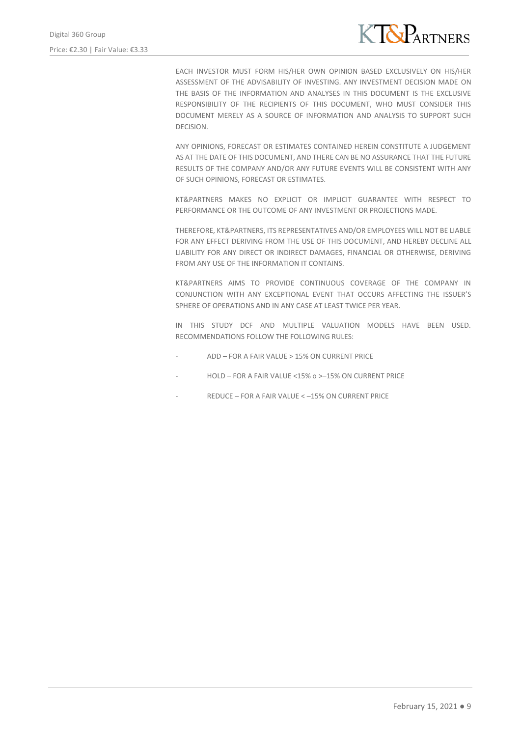EACH INVESTOR MUST FORM HIS/HER OWN OPINION BASED EXCLUSIVELY ON HIS/HER ASSESSMENT OF THE ADVISABILITY OF INVESTING. ANY INVESTMENT DECISION MADE ON THE BASIS OF THE INFORMATION AND ANALYSES IN THIS DOCUMENT IS THE EXCLUSIVE RESPONSIBILITY OF THE RECIPIENTS OF THIS DOCUMENT, WHO MUST CONSIDER THIS DOCUMENT MERELY AS A SOURCE OF INFORMATION AND ANALYSIS TO SUPPORT SUCH DECISION.

ANY OPINIONS, FORECAST OR ESTIMATES CONTAINED HEREIN CONSTITUTE A JUDGEMENT AS AT THE DATE OF THIS DOCUMENT, AND THERE CAN BE NO ASSURANCE THAT THE FUTURE RESULTS OF THE COMPANY AND/OR ANY FUTURE EVENTS WILL BE CONSISTENT WITH ANY OF SUCH OPINIONS, FORECAST OR ESTIMATES.

KT&PARTNERS MAKES NO EXPLICIT OR IMPLICIT GUARANTEE WITH RESPECT TO PERFORMANCE OR THE OUTCOME OF ANY INVESTMENT OR PROJECTIONS MADE.

THEREFORE, KT&PARTNERS, ITS REPRESENTATIVES AND/OR EMPLOYEES WILL NOT BE LIABLE FOR ANY EFFECT DERIVING FROM THE USE OF THIS DOCUMENT, AND HEREBY DECLINE ALL LIABILITY FOR ANY DIRECT OR INDIRECT DAMAGES, FINANCIAL OR OTHERWISE, DERIVING FROM ANY USE OF THE INFORMATION IT CONTAINS.

KT&PARTNERS AIMS TO PROVIDE CONTINUOUS COVERAGE OF THE COMPANY IN CONJUNCTION WITH ANY EXCEPTIONAL EVENT THAT OCCURS AFFECTING THE ISSUER'S SPHERE OF OPERATIONS AND IN ANY CASE AT LEAST TWICE PER YEAR.

IN THIS STUDY DCF AND MULTIPLE VALUATION MODELS HAVE BEEN USED. RECOMMENDATIONS FOLLOW THE FOLLOWING RULES:

- ADD – FOR A FAIR VALUE > 15% ON CURRENT PRICE
- HOLD – FOR A FAIR VALUE <15% o >–15% ON CURRENT PRICE
- REDUCE – FOR A FAIR VALUE < –15% ON CURRENT PRICE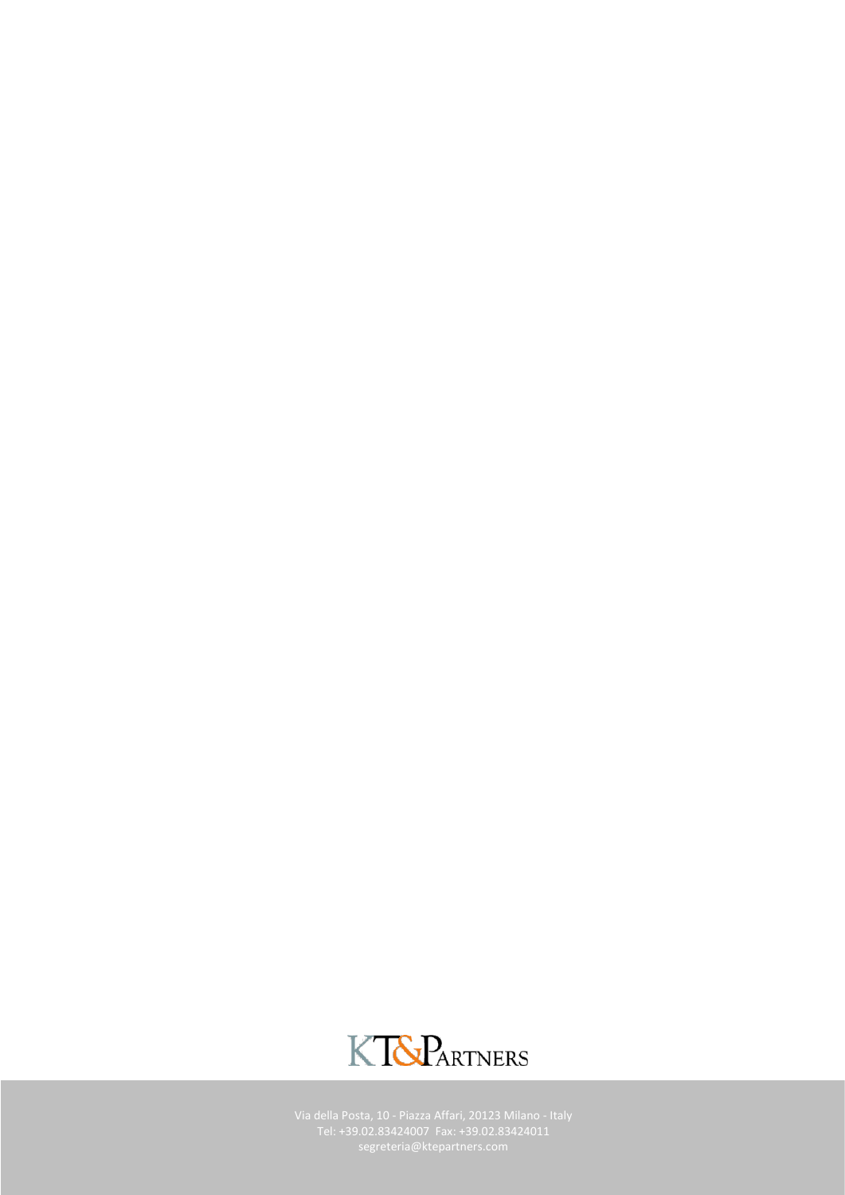KT&PARTNERS

Via della Posta, 10 - Piazza Affari, 20123 Milano - Italy
Tel: +39.02.83424007 Fax: +39.02.83424011
segreteria@ktepartners.com